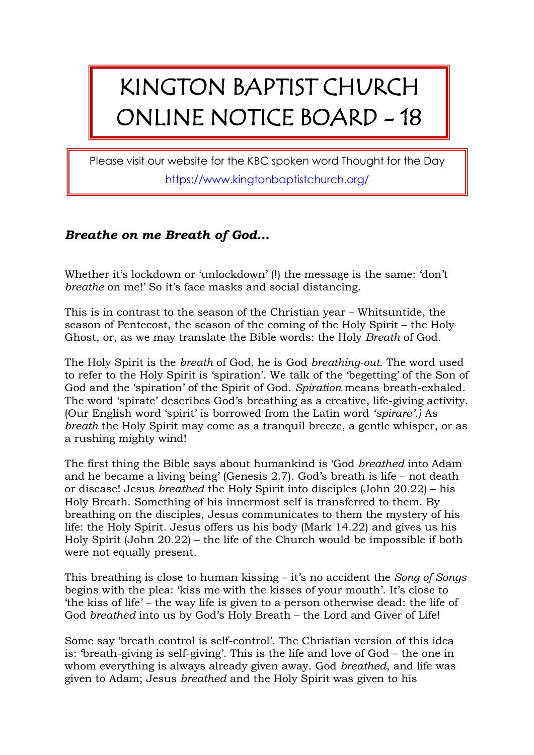# KINGTON BAPTIST CHURCH ONLINE NOTICE BOARD - 18

Please visit our website for the KBC spoken word Thought for the Day

https://www.kingtonbaptistchurch.org/

## *Breathe on me Breath of God...*

Whether it's lockdown or 'unlockdown' (!) the message is the same: 'don't *breathe* on me!' So it's face masks and social distancing.

This is in contrast to the season of the Christian year – Whitsuntide, the season of Pentecost, the season of the coming of the Holy Spirit – the Holy Ghost, or, as we may translate the Bible words: the Holy *Breath* of God.

The Holy Spirit is the *breath* of God, he is God *breathing-out*. The word used to refer to the Holy Spirit is 'spiration'. We talk of the 'begetting' of the Son of God and the 'spiration' of the Spirit of God. *Spiration* means breath-exhaled. The word 'spirate' describes God's breathing as a creative, life-giving activity. (Our English word 'spirit' is borrowed from the Latin word *'spirare'.)* As *breath* the Holy Spirit may come as a tranquil breeze, a gentle whisper, or as a rushing mighty wind!

The first thing the Bible says about humankind is 'God *breathed* into Adam and he became a living being' (Genesis 2.7). God's breath is life – not death or disease! Jesus *breathed* the Holy Spirit into disciples (John 20.22) – his Holy Breath. Something of his innermost self is transferred to them. By breathing on the disciples, Jesus communicates to them the mystery of his life: the Holy Spirit. Jesus offers us his body (Mark 14.22) and gives us his Holy Spirit (John 20.22) – the life of the Church would be impossible if both were not equally present.

This breathing is close to human kissing – it's no accident the *Song of Songs* begins with the plea: 'kiss me with the kisses of your mouth'. It's close to 'the kiss of life' – the way life is given to a person otherwise dead: the life of God *breathed* into us by God's Holy Breath – the Lord and Giver of Life!

Some say 'breath control is self-control'. The Christian version of this idea is: 'breath-giving is self-giving'. This is the life and love of God – the one in whom everything is always already given away. God *breathed*, and life was given to Adam; Jesus *breathed* and the Holy Spirit was given to his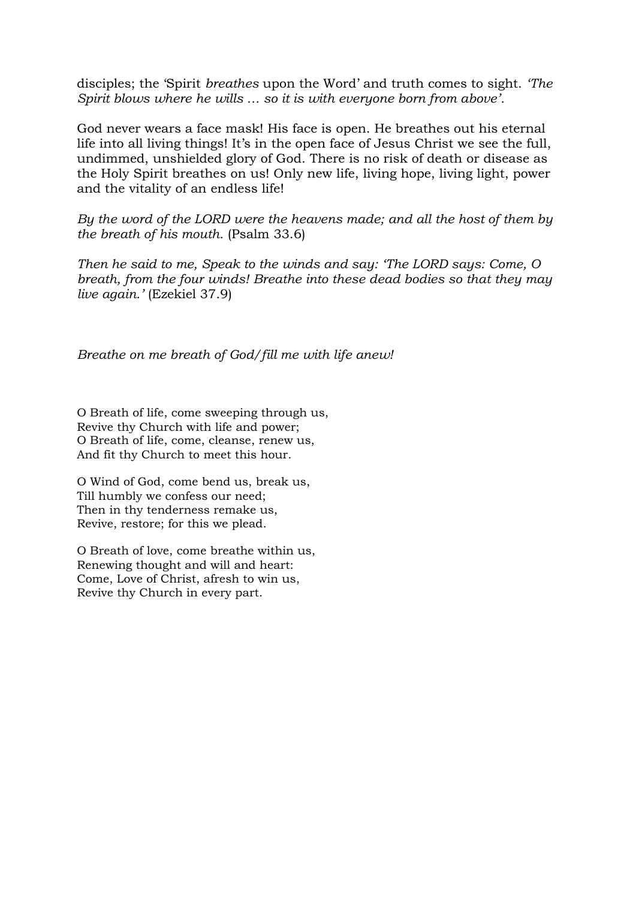disciples; the 'Spirit *breathes* upon the Word' and truth comes to sight. *'The Spirit blows where he wills … so it is with everyone born from above'.*

God never wears a face mask! His face is open. He breathes out his eternal life into all living things! It's in the open face of Jesus Christ we see the full, undimmed, unshielded glory of God. There is no risk of death or disease as the Holy Spirit breathes on us! Only new life, living hope, living light, power and the vitality of an endless life!

*By the word of the LORD were the heavens made; and all the host of them by the breath of his mouth.* (Psalm 33.6)

*Then he said to me, Speak to the winds and say: 'The LORD says: Come, O breath, from the four winds! Breathe into these dead bodies so that they may live again.'* (Ezekiel 37.9)

*Breathe on me breath of God/fill me with life anew!*

O Breath of life, come sweeping through us,  
Revive thy Church with life and power;  
O Breath of life, come, cleanse, renew us,  
And fit thy Church to meet this hour.

O Wind of God, come bend us, break us,  
Till humbly we confess our need;  
Then in thy tenderness remake us,  
Revive, restore; for this we plead.

O Breath of love, come breathe within us,  
Renewing thought and will and heart:  
Come, Love of Christ, afresh to win us,  
Revive thy Church in every part.